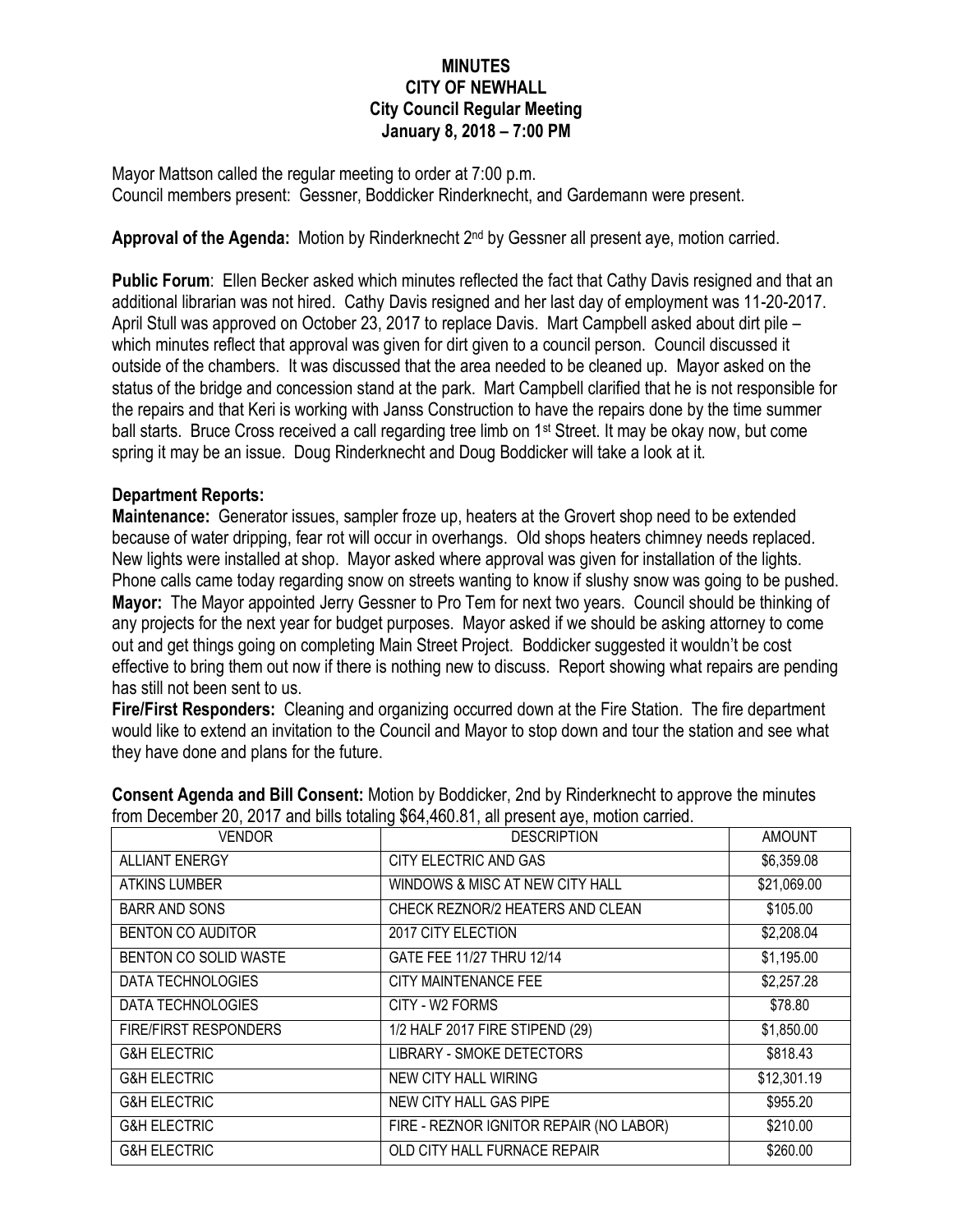**MINUTES**
**CITY OF NEWHALL**
**City Council Regular Meeting**
**January 8, 2018 – 7:00 PM**

Mayor Mattson called the regular meeting to order at 7:00 p.m.
Council members present: Gessner, Boddicker Rinderknecht, and Gardemann were present.

**Approval of the Agenda:** Motion by Rinderknecht 2nd by Gessner all present aye, motion carried.

**Public Forum**: Ellen Becker asked which minutes reflected the fact that Cathy Davis resigned and that an additional librarian was not hired. Cathy Davis resigned and her last day of employment was 11-20-2017. April Stull was approved on October 23, 2017 to replace Davis. Mart Campbell asked about dirt pile – which minutes reflect that approval was given for dirt given to a council person. Council discussed it outside of the chambers. It was discussed that the area needed to be cleaned up. Mayor asked on the status of the bridge and concession stand at the park. Mart Campbell clarified that he is not responsible for the repairs and that Keri is working with Janss Construction to have the repairs done by the time summer ball starts. Bruce Cross received a call regarding tree limb on 1st Street. It may be okay now, but come spring it may be an issue. Doug Rinderknecht and Doug Boddicker will take a look at it.

## Department Reports:

**Maintenance:** Generator issues, sampler froze up, heaters at the Grovert shop need to be extended because of water dripping, fear rot will occur in overhangs. Old shops heaters chimney needs replaced. New lights were installed at shop. Mayor asked where approval was given for installation of the lights. Phone calls came today regarding snow on streets wanting to know if slushy snow was going to be pushed.

**Mayor:** The Mayor appointed Jerry Gessner to Pro Tem for next two years. Council should be thinking of any projects for the next year for budget purposes. Mayor asked if we should be asking attorney to come out and get things going on completing Main Street Project. Boddicker suggested it wouldn't be cost effective to bring them out now if there is nothing new to discuss. Report showing what repairs are pending has still not been sent to us.

**Fire/First Responders:** Cleaning and organizing occurred down at the Fire Station. The fire department would like to extend an invitation to the Council and Mayor to stop down and tour the station and see what they have done and plans for the future.

**Consent Agenda and Bill Consent:** Motion by Boddicker, 2nd by Rinderknecht to approve the minutes from December 20, 2017 and bills totaling $64,460.81, all present aye, motion carried.

| VENDOR | DESCRIPTION | AMOUNT |
|---|---|---|
| ALLIANT ENERGY | CITY ELECTRIC AND GAS | $6,359.08 |
| ATKINS LUMBER | WINDOWS & MISC AT NEW CITY HALL | $21,069.00 |
| BARR AND SONS | CHECK REZNOR/2 HEATERS AND CLEAN | $105.00 |
| BENTON CO AUDITOR | 2017 CITY ELECTION | $2,208.04 |
| BENTON CO SOLID WASTE | GATE FEE 11/27 THRU 12/14 | $1,195.00 |
| DATA TECHNOLOGIES | CITY MAINTENANCE FEE | $2,257.28 |
| DATA TECHNOLOGIES | CITY - W2 FORMS | $78.80 |
| FIRE/FIRST RESPONDERS | 1/2 HALF 2017 FIRE STIPEND (29) | $1,850.00 |
| G&H ELECTRIC | LIBRARY - SMOKE DETECTORS | $818.43 |
| G&H ELECTRIC | NEW CITY HALL WIRING | $12,301.19 |
| G&H ELECTRIC | NEW CITY HALL GAS PIPE | $955.20 |
| G&H ELECTRIC | FIRE - REZNOR IGNITOR REPAIR (NO LABOR) | $210.00 |
| G&H ELECTRIC | OLD CITY HALL FURNACE REPAIR | $260.00 |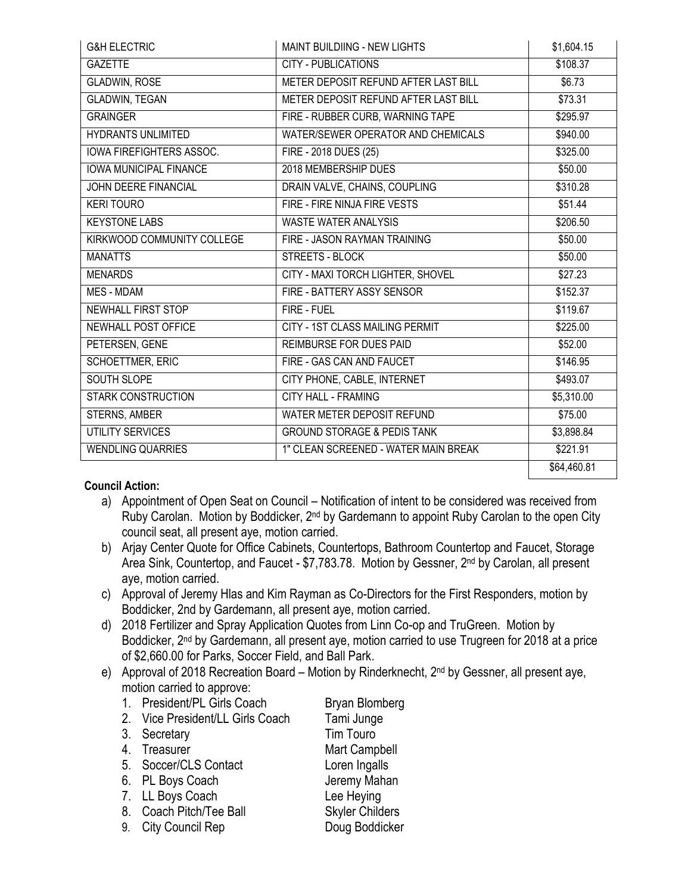| G&H ELECTRIC | MAINT BUILDIING - NEW LIGHTS | $1,604.15 |
|---|---|---|
| GAZETTE | CITY - PUBLICATIONS | $108.37 |
| GLADWIN, ROSE | METER DEPOSIT REFUND AFTER LAST BILL | $6.73 |
| GLADWIN, TEGAN | METER DEPOSIT REFUND AFTER LAST BILL | $73.31 |
| GRAINGER | FIRE - RUBBER CURB, WARNING TAPE | $295.97 |
| HYDRANTS UNLIMITED | WATER/SEWER OPERATOR AND CHEMICALS | $940.00 |
| IOWA FIREFIGHTERS ASSOC. | FIRE - 2018 DUES (25) | $325.00 |
| IOWA MUNICIPAL FINANCE | 2018 MEMBERSHIP DUES | $50.00 |
| JOHN DEERE FINANCIAL | DRAIN VALVE, CHAINS, COUPLING | $310.28 |
| KERI TOURO | FIRE - FIRE NINJA FIRE VESTS | $51.44 |
| KEYSTONE LABS | WASTE WATER ANALYSIS | $206.50 |
| KIRKWOOD COMMUNITY COLLEGE | FIRE - JASON RAYMAN TRAINING | $50.00 |
| MANATTS | STREETS - BLOCK | $50.00 |
| MENARDS | CITY - MAXI TORCH LIGHTER, SHOVEL | $27.23 |
| MES - MDAM | FIRE - BATTERY ASSY SENSOR | $152.37 |
| NEWHALL FIRST STOP | FIRE - FUEL | $119.67 |
| NEWHALL POST OFFICE | CITY - 1ST CLASS MAILING PERMIT | $225.00 |
| PETERSEN, GENE | REIMBURSE FOR DUES PAID | $52.00 |
| SCHOETTMER, ERIC | FIRE - GAS CAN AND FAUCET | $146.95 |
| SOUTH SLOPE | CITY PHONE, CABLE, INTERNET | $493.07 |
| STARK CONSTRUCTION | CITY HALL - FRAMING | $5,310.00 |
| STERNS, AMBER | WATER METER DEPOSIT REFUND | $75.00 |
| UTILITY SERVICES | GROUND STORAGE & PEDIS TANK | $3,898.84 |
| WENDLING QUARRIES | 1" CLEAN SCREENED - WATER MAIN BREAK | $221.91 |
| | | $64,460.81 |

**Council Action:**

a) Appointment of Open Seat on Council – Notification of intent to be considered was received from Ruby Carolan. Motion by Boddicker, 2nd by Gardemann to appoint Ruby Carolan to the open City council seat, all present aye, motion carried.

b) Arjay Center Quote for Office Cabinets, Countertops, Bathroom Countertop and Faucet, Storage Area Sink, Countertop, and Faucet - $7,783.78. Motion by Gessner, 2nd by Carolan, all present aye, motion carried.

c) Approval of Jeremy Hlas and Kim Rayman as Co-Directors for the First Responders, motion by Boddicker, 2nd by Gardemann, all present aye, motion carried.

d) 2018 Fertilizer and Spray Application Quotes from Linn Co-op and TruGreen. Motion by Boddicker, 2nd by Gardemann, all present aye, motion carried to use Trugreen for 2018 at a price of $2,660.00 for Parks, Soccer Field, and Ball Park.

e) Approval of 2018 Recreation Board – Motion by Rinderknecht, 2nd by Gessner, all present aye, motion carried to approve:
   1. President/PL Girls Coach — Bryan Blomberg
   2. Vice President/LL Girls Coach — Tami Junge
   3. Secretary — Tim Touro
   4. Treasurer — Mart Campbell
   5. Soccer/CLS Contact — Loren Ingalls
   6. PL Boys Coach — Jeremy Mahan
   7. LL Boys Coach — Lee Heying
   8. Coach Pitch/Tee Ball — Skyler Childers
   9. City Council Rep — Doug Boddicker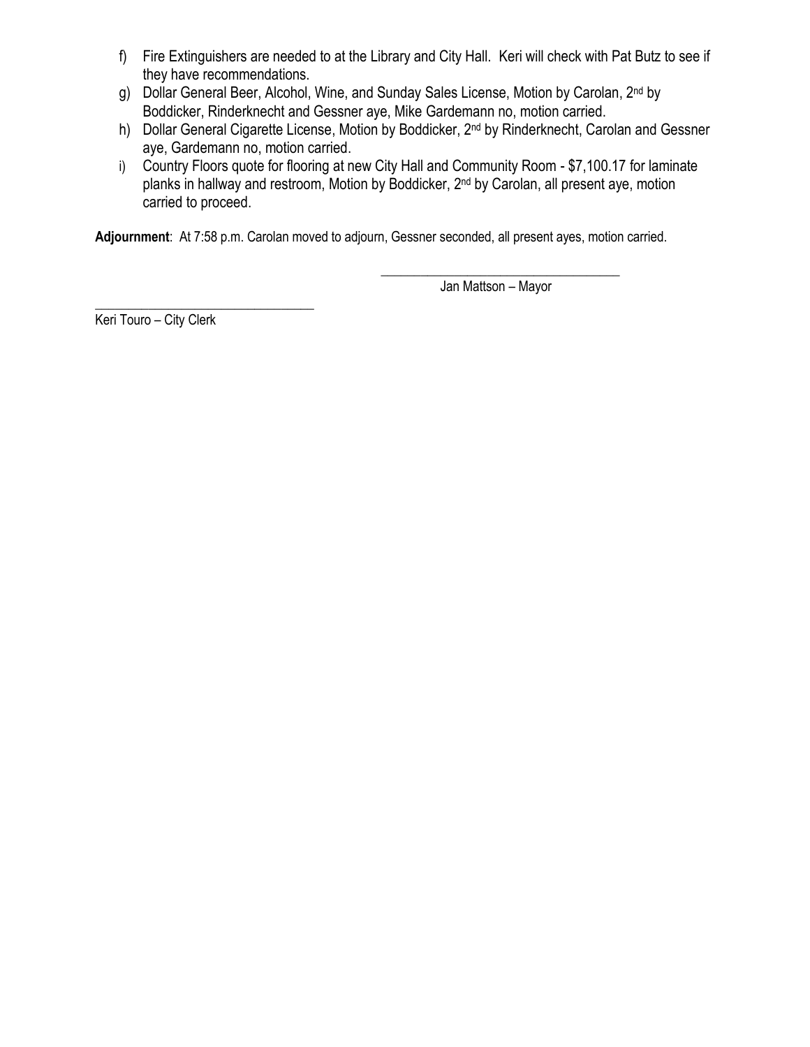f) Fire Extinguishers are needed to at the Library and City Hall. Keri will check with Pat Butz to see if they have recommendations.
g) Dollar General Beer, Alcohol, Wine, and Sunday Sales License, Motion by Carolan, 2nd by Boddicker, Rinderknecht and Gessner aye, Mike Gardemann no, motion carried.
h) Dollar General Cigarette License, Motion by Boddicker, 2nd by Rinderknecht, Carolan and Gessner aye, Gardemann no, motion carried.
i) Country Floors quote for flooring at new City Hall and Community Room - $7,100.17 for laminate planks in hallway and restroom, Motion by Boddicker, 2nd by Carolan, all present aye, motion carried to proceed.

**Adjournment**: At 7:58 p.m. Carolan moved to adjourn, Gessner seconded, all present ayes, motion carried.

\_\_\_\_\_\_\_\_\_\_\_\_\_\_\_\_\_\_\_\_\_\_\_\_\_\_\_\_\_\_\_\_\_\_\_\_
Jan Mattson – Mayor

\_\_\_\_\_\_\_\_\_\_\_\_\_\_\_\_\_\_\_\_\_\_\_\_\_\_\_\_\_\_\_\_\_\_\_\_
Keri Touro – City Clerk